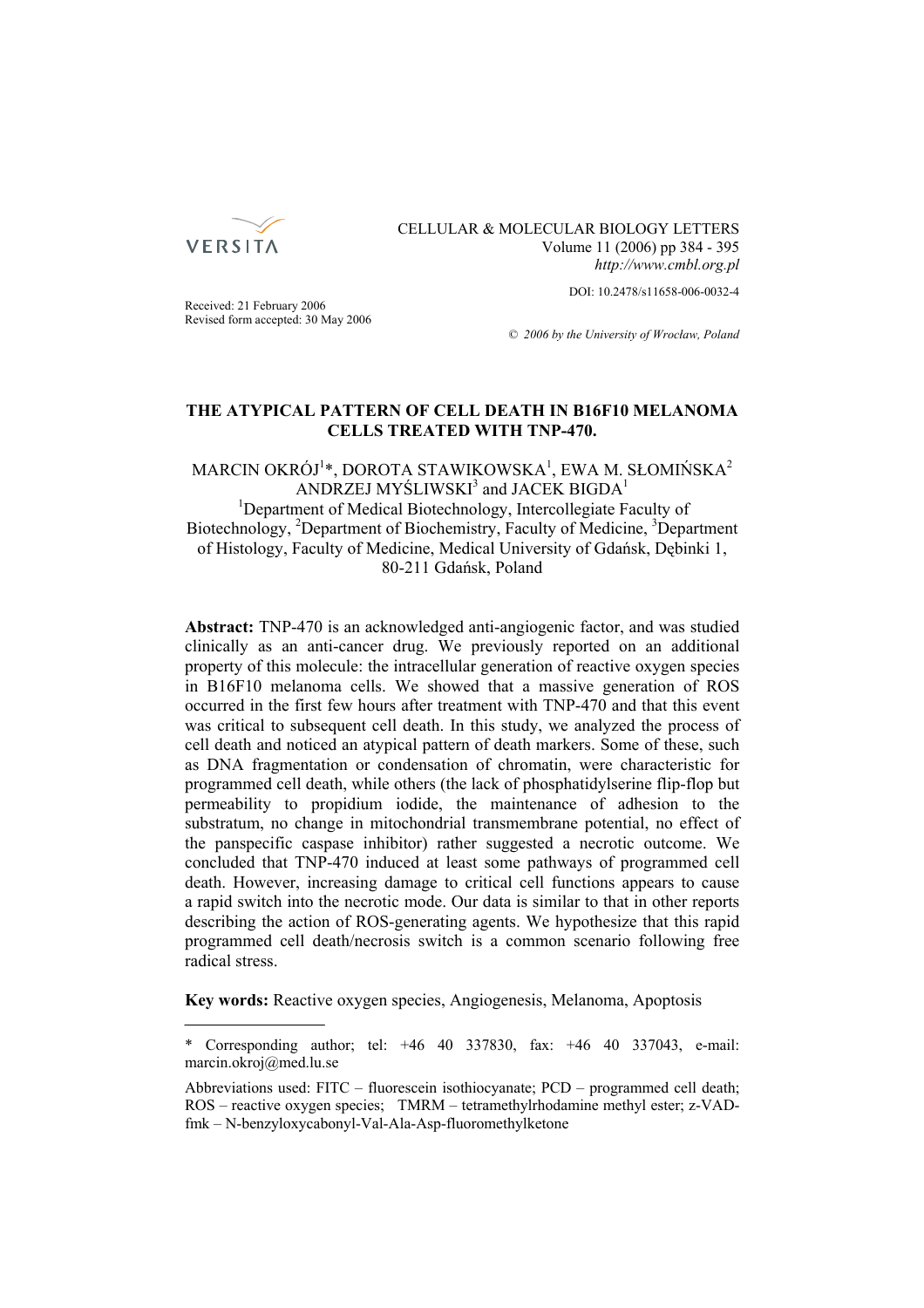CELLULAR & MOLECULAR BIOLOGY LETTERS
Volume 11 (2006) pp 384 - 395
*http://www.cmbl.org.pl*

DOI: 10.2478/s11658-006-0032-4

Received: 21 February 2006
Revised form accepted: 30 May 2006

*© 2006 by the University of Wrocław, Poland*

# THE ATYPICAL PATTERN OF CELL DEATH IN B16F10 MELANOMA CELLS TREATED WITH TNP-470.

MARCIN OKRÓJ[1]*, DOROTA STAWIKOWSKA[1], EWA M. SŁOMIŃSKA[2] ANDRZEJ MYŚLIWSKI[3] and JACEK BIGDA[1]

[1]Department of Medical Biotechnology, Intercollegiate Faculty of Biotechnology, [2]Department of Biochemistry, Faculty of Medicine, [3]Department of Histology, Faculty of Medicine, Medical University of Gdańsk, Dębinki 1, 80-211 Gdańsk, Poland

**Abstract:** TNP-470 is an acknowledged anti-angiogenic factor, and was studied clinically as an anti-cancer drug. We previously reported on an additional property of this molecule: the intracellular generation of reactive oxygen species in B16F10 melanoma cells. We showed that a massive generation of ROS occurred in the first few hours after treatment with TNP-470 and that this event was critical to subsequent cell death. In this study, we analyzed the process of cell death and noticed an atypical pattern of death markers. Some of these, such as DNA fragmentation or condensation of chromatin, were characteristic for programmed cell death, while others (the lack of phosphatidylserine flip-flop but permeability to propidium iodide, the maintenance of adhesion to the substratum, no change in mitochondrial transmembrane potential, no effect of the panspecific caspase inhibitor) rather suggested a necrotic outcome. We concluded that TNP-470 induced at least some pathways of programmed cell death. However, increasing damage to critical cell functions appears to cause a rapid switch into the necrotic mode. Our data is similar to that in other reports describing the action of ROS-generating agents. We hypothesize that this rapid programmed cell death/necrosis switch is a common scenario following free radical stress.

**Key words:** Reactive oxygen species, Angiogenesis, Melanoma, Apoptosis

---

\* Corresponding author; tel: +46 40 337830, fax: +46 40 337043, e-mail: marcin.okroj@med.lu.se

Abbreviations used: FITC – fluorescein isothiocyanate; PCD – programmed cell death; ROS – reactive oxygen species; TMRM – tetramethylrhodamine methyl ester; z-VAD-fmk – N-benzyloxycabonyl-Val-Ala-Asp-fluoromethylketone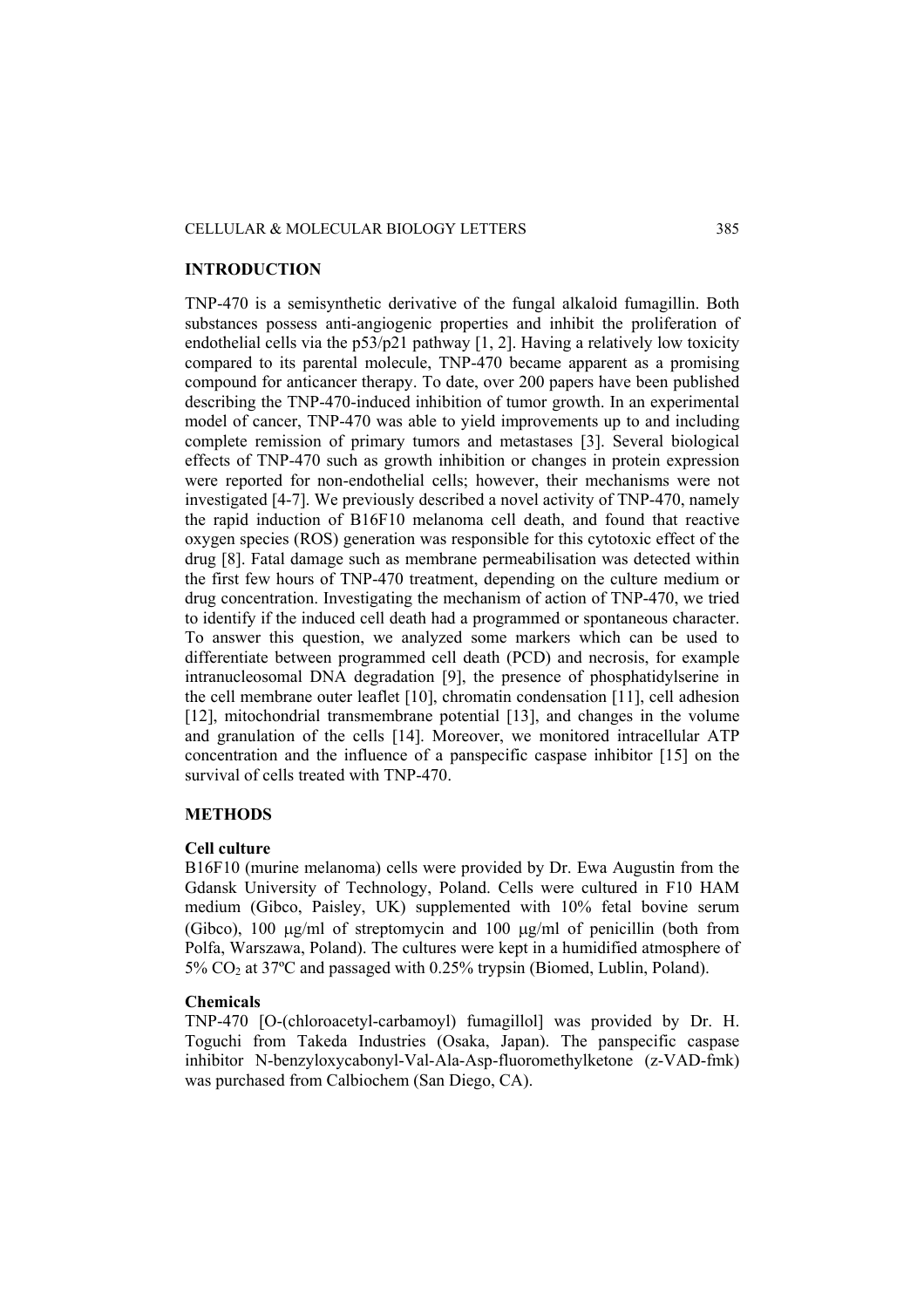## INTRODUCTION

TNP-470 is a semisynthetic derivative of the fungal alkaloid fumagillin. Both substances possess anti-angiogenic properties and inhibit the proliferation of endothelial cells via the p53/p21 pathway [1, 2]. Having a relatively low toxicity compared to its parental molecule, TNP-470 became apparent as a promising compound for anticancer therapy. To date, over 200 papers have been published describing the TNP-470-induced inhibition of tumor growth. In an experimental model of cancer, TNP-470 was able to yield improvements up to and including complete remission of primary tumors and metastases [3]. Several biological effects of TNP-470 such as growth inhibition or changes in protein expression were reported for non-endothelial cells; however, their mechanisms were not investigated [4-7]. We previously described a novel activity of TNP-470, namely the rapid induction of B16F10 melanoma cell death, and found that reactive oxygen species (ROS) generation was responsible for this cytotoxic effect of the drug [8]. Fatal damage such as membrane permeabilisation was detected within the first few hours of TNP-470 treatment, depending on the culture medium or drug concentration. Investigating the mechanism of action of TNP-470, we tried to identify if the induced cell death had a programmed or spontaneous character. To answer this question, we analyzed some markers which can be used to differentiate between programmed cell death (PCD) and necrosis, for example intranucleosomal DNA degradation [9], the presence of phosphatidylserine in the cell membrane outer leaflet [10], chromatin condensation [11], cell adhesion [12], mitochondrial transmembrane potential [13], and changes in the volume and granulation of the cells [14]. Moreover, we monitored intracellular ATP concentration and the influence of a panspecific caspase inhibitor [15] on the survival of cells treated with TNP-470.

## METHODS

### Cell culture

B16F10 (murine melanoma) cells were provided by Dr. Ewa Augustin from the Gdansk University of Technology, Poland. Cells were cultured in F10 HAM medium (Gibco, Paisley, UK) supplemented with 10% fetal bovine serum (Gibco), 100 μg/ml of streptomycin and 100 μg/ml of penicillin (both from Polfa, Warszawa, Poland). The cultures were kept in a humidified atmosphere of 5% $CO_2$ at 37ºC and passaged with 0.25% trypsin (Biomed, Lublin, Poland).

### Chemicals

TNP-470 [O-(chloroacetyl-carbamoyl) fumagillol] was provided by Dr. H. Toguchi from Takeda Industries (Osaka, Japan). The panspecific caspase inhibitor N-benzyloxycabonyl-Val-Ala-Asp-fluoromethylketone (z-VAD-fmk) was purchased from Calbiochem (San Diego, CA).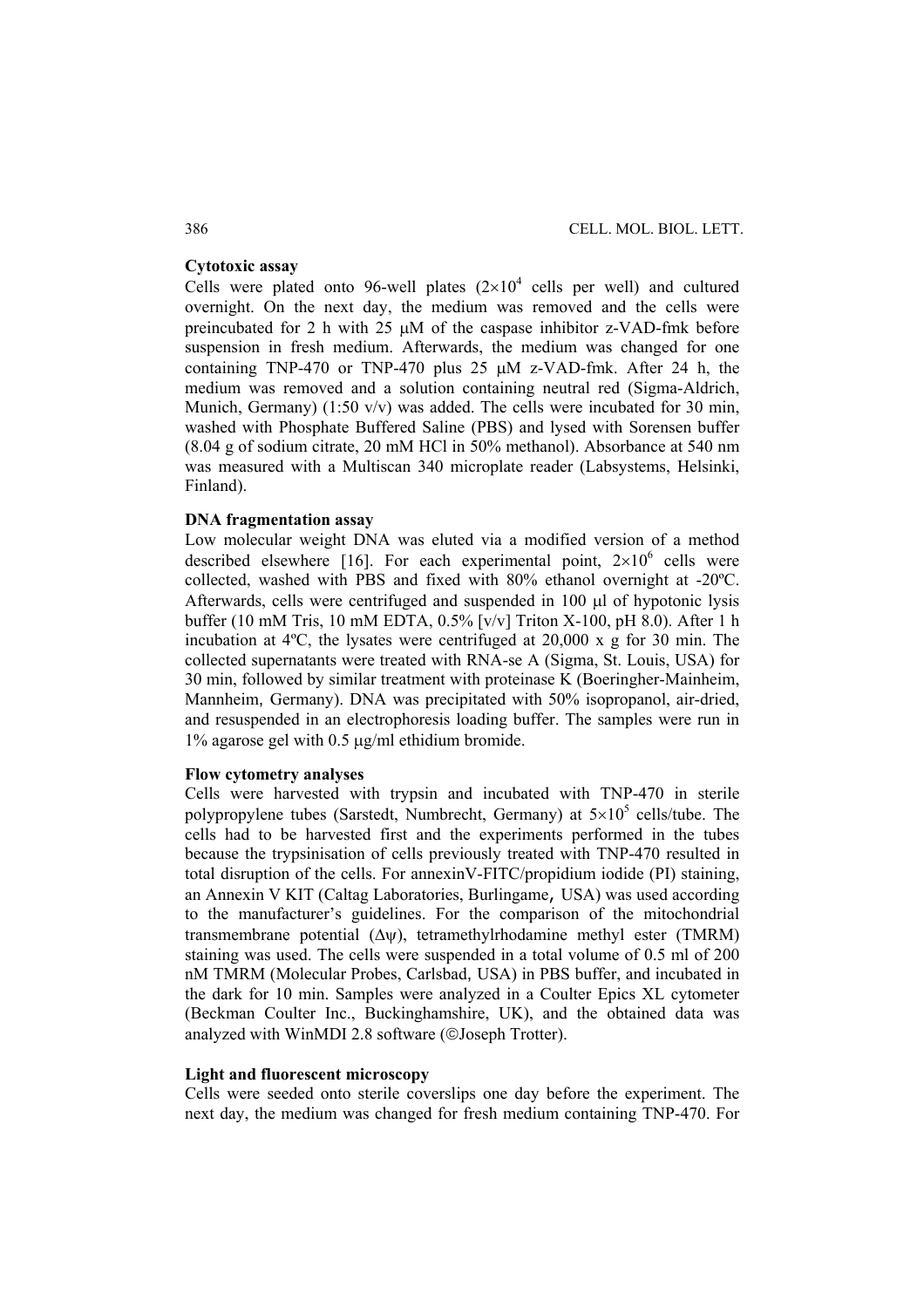### Cytotoxic assay

Cells were plated onto 96-well plates ($2\times10^4$ cells per well) and cultured overnight. On the next day, the medium was removed and the cells were preincubated for 2 h with 25 μM of the caspase inhibitor z-VAD-fmk before suspension in fresh medium. Afterwards, the medium was changed for one containing TNP-470 or TNP-470 plus 25 μM z-VAD-fmk. After 24 h, the medium was removed and a solution containing neutral red (Sigma-Aldrich, Munich, Germany) (1:50 v/v) was added. The cells were incubated for 30 min, washed with Phosphate Buffered Saline (PBS) and lysed with Sorensen buffer (8.04 g of sodium citrate, 20 mM HCl in 50% methanol). Absorbance at 540 nm was measured with a Multiscan 340 microplate reader (Labsystems, Helsinki, Finland).

### DNA fragmentation assay

Low molecular weight DNA was eluted via a modified version of a method described elsewhere [16]. For each experimental point, $2\times10^6$ cells were collected, washed with PBS and fixed with 80% ethanol overnight at -20ºC. Afterwards, cells were centrifuged and suspended in 100 μl of hypotonic lysis buffer (10 mM Tris, 10 mM EDTA, 0.5% [v/v] Triton X-100, pH 8.0). After 1 h incubation at 4ºC, the lysates were centrifuged at 20,000 x g for 30 min. The collected supernatants were treated with RNA-se A (Sigma, St. Louis, USA) for 30 min, followed by similar treatment with proteinase K (Boeringher-Mainheim, Mannheim, Germany). DNA was precipitated with 50% isopropanol, air-dried, and resuspended in an electrophoresis loading buffer. The samples were run in 1% agarose gel with 0.5 μg/ml ethidium bromide.

### Flow cytometry analyses

Cells were harvested with trypsin and incubated with TNP-470 in sterile polypropylene tubes (Sarstedt, Numbrecht, Germany) at $5\times10^5$ cells/tube. The cells had to be harvested first and the experiments performed in the tubes because the trypsinisation of cells previously treated with TNP-470 resulted in total disruption of the cells. For annexinV-FITC/propidium iodide (PI) staining, an Annexin V KIT (Caltag Laboratories, Burlingame, USA) was used according to the manufacturer's guidelines. For the comparison of the mitochondrial transmembrane potential ($\Delta\psi$), tetramethylrhodamine methyl ester (TMRM) staining was used. The cells were suspended in a total volume of 0.5 ml of 200 nM TMRM (Molecular Probes, Carlsbad, USA) in PBS buffer, and incubated in the dark for 10 min. Samples were analyzed in a Coulter Epics XL cytometer (Beckman Coulter Inc., Buckinghamshire, UK), and the obtained data was analyzed with WinMDI 2.8 software (©Joseph Trotter).

### Light and fluorescent microscopy

Cells were seeded onto sterile coverslips one day before the experiment. The next day, the medium was changed for fresh medium containing TNP-470. For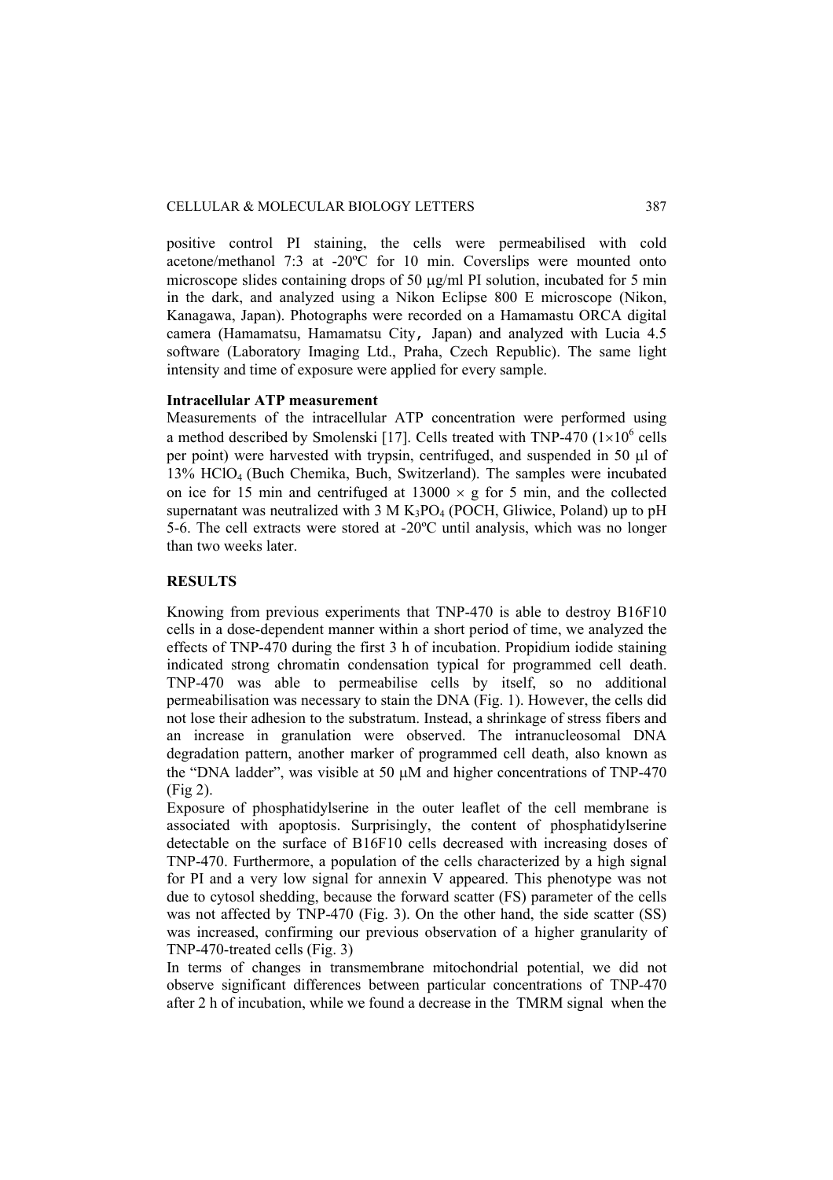positive control PI staining, the cells were permeabilised with cold acetone/methanol 7:3 at -20ºC for 10 min. Coverslips were mounted onto microscope slides containing drops of 50 μg/ml PI solution, incubated for 5 min in the dark, and analyzed using a Nikon Eclipse 800 E microscope (Nikon, Kanagawa, Japan). Photographs were recorded on a Hamamastu ORCA digital camera (Hamamatsu, Hamamatsu City, Japan) and analyzed with Lucia 4.5 software (Laboratory Imaging Ltd., Praha, Czech Republic). The same light intensity and time of exposure were applied for every sample.

**Intracellular ATP measurement**

Measurements of the intracellular ATP concentration were performed using a method described by Smolenski [17]. Cells treated with TNP-470 ($1 \times 10^6$ cells per point) were harvested with trypsin, centrifuged, and suspended in 50 μl of 13% $HClO_4$ (Buch Chemika, Buch, Switzerland). The samples were incubated on ice for 15 min and centrifuged at 13000 × g for 5 min, and the collected supernatant was neutralized with 3 M $K_3PO_4$ (POCH, Gliwice, Poland) up to pH 5-6. The cell extracts were stored at -20ºC until analysis, which was no longer than two weeks later.

## RESULTS

Knowing from previous experiments that TNP-470 is able to destroy B16F10 cells in a dose-dependent manner within a short period of time, we analyzed the effects of TNP-470 during the first 3 h of incubation. Propidium iodide staining indicated strong chromatin condensation typical for programmed cell death. TNP-470 was able to permeabilise cells by itself, so no additional permeabilisation was necessary to stain the DNA (Fig. 1). However, the cells did not lose their adhesion to the substratum. Instead, a shrinkage of stress fibers and an increase in granulation were observed. The intranucleosomal DNA degradation pattern, another marker of programmed cell death, also known as the "DNA ladder", was visible at 50 μM and higher concentrations of TNP-470 (Fig 2).

Exposure of phosphatidylserine in the outer leaflet of the cell membrane is associated with apoptosis. Surprisingly, the content of phosphatidylserine detectable on the surface of B16F10 cells decreased with increasing doses of TNP-470. Furthermore, a population of the cells characterized by a high signal for PI and a very low signal for annexin V appeared. This phenotype was not due to cytosol shedding, because the forward scatter (FS) parameter of the cells was not affected by TNP-470 (Fig. 3). On the other hand, the side scatter (SS) was increased, confirming our previous observation of a higher granularity of TNP-470-treated cells (Fig. 3)

In terms of changes in transmembrane mitochondrial potential, we did not observe significant differences between particular concentrations of TNP-470 after 2 h of incubation, while we found a decrease in the TMRM signal when the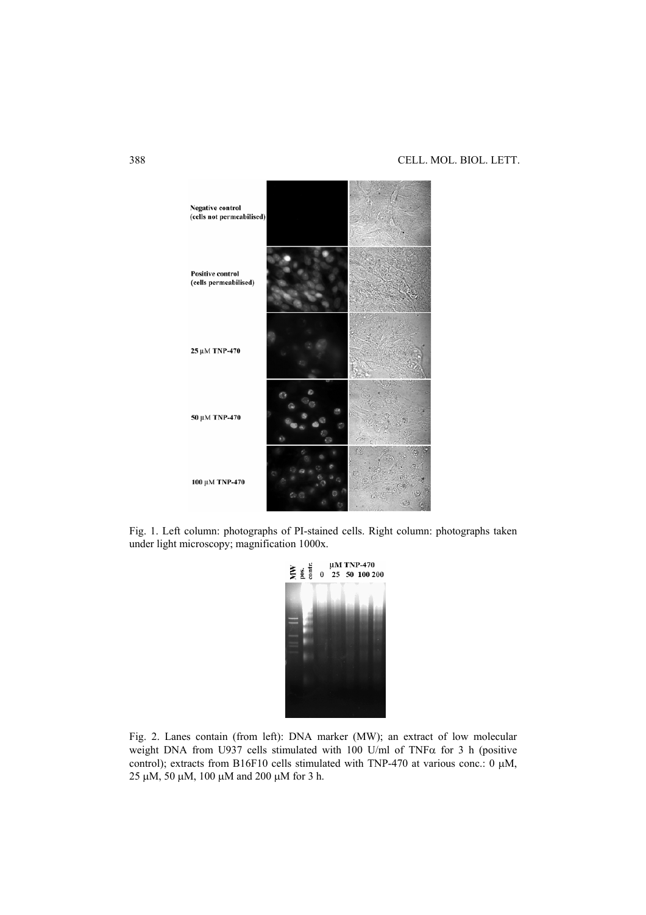Fig. 1. Left column: photographs of PI-stained cells. Right column: photographs taken under light microscopy; magnification 1000x.

Fig. 2. Lanes contain (from left): DNA marker (MW); an extract of low molecular weight DNA from U937 cells stimulated with 100 U/ml of TNFα for 3 h (positive control); extracts from B16F10 cells stimulated with TNP-470 at various conc.: 0 μM, 25 μM, 50 μM, 100 μM and 200 μM for 3 h.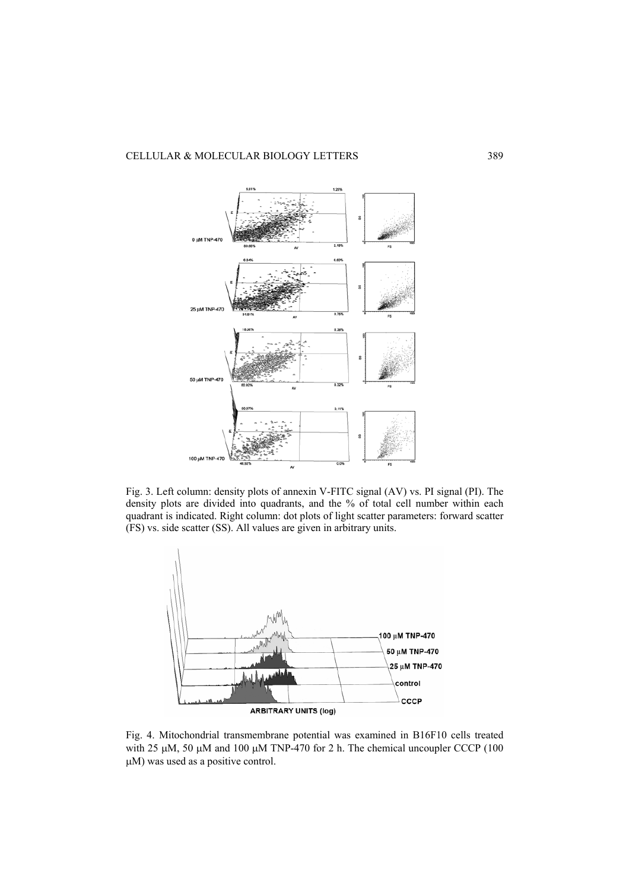Fig. 3. Left column: density plots of annexin V-FITC signal (AV) vs. PI signal (PI). The density plots are divided into quadrants, and the % of total cell number within each quadrant is indicated. Right column: dot plots of light scatter parameters: forward scatter (FS) vs. side scatter (SS). All values are given in arbitrary units.

Fig. 4. Mitochondrial transmembrane potential was examined in B16F10 cells treated with 25 μM, 50 μM and 100 μM TNP-470 for 2 h. The chemical uncoupler CCCP (100 μM) was used as a positive control.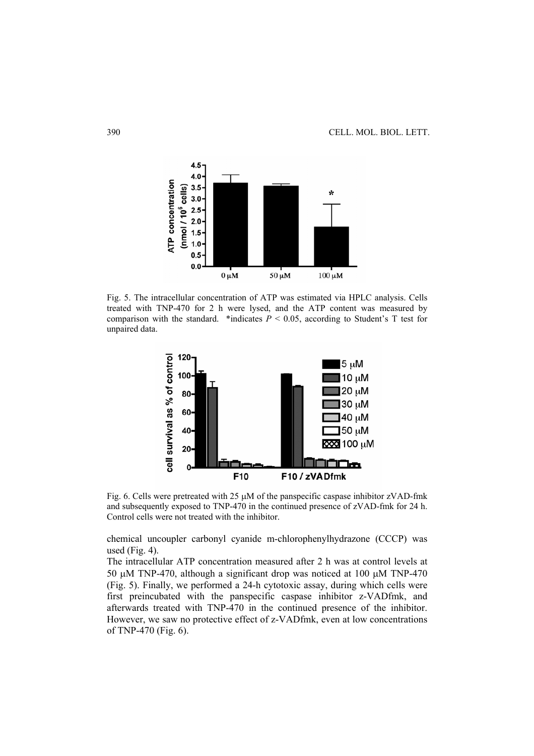Fig. 5. The intracellular concentration of ATP was estimated via HPLC analysis. Cells treated with TNP-470 for 2 h were lysed, and the ATP content was measured by comparison with the standard. *indicates $P < 0.05$, according to Student's T test for unpaired data.

Fig. 6. Cells were pretreated with 25 μM of the panspecific caspase inhibitor zVAD-fmk and subsequently exposed to TNP-470 in the continued presence of zVAD-fmk for 24 h. Control cells were not treated with the inhibitor.

chemical uncoupler carbonyl cyanide m-chlorophenylhydrazone (CCCP) was used (Fig. 4).

The intracellular ATP concentration measured after 2 h was at control levels at 50 μM TNP-470, although a significant drop was noticed at 100 μM TNP-470 (Fig. 5). Finally, we performed a 24-h cytotoxic assay, during which cells were first preincubated with the panspecific caspase inhibitor z-VADfmk, and afterwards treated with TNP-470 in the continued presence of the inhibitor. However, we saw no protective effect of z-VADfmk, even at low concentrations of TNP-470 (Fig. 6).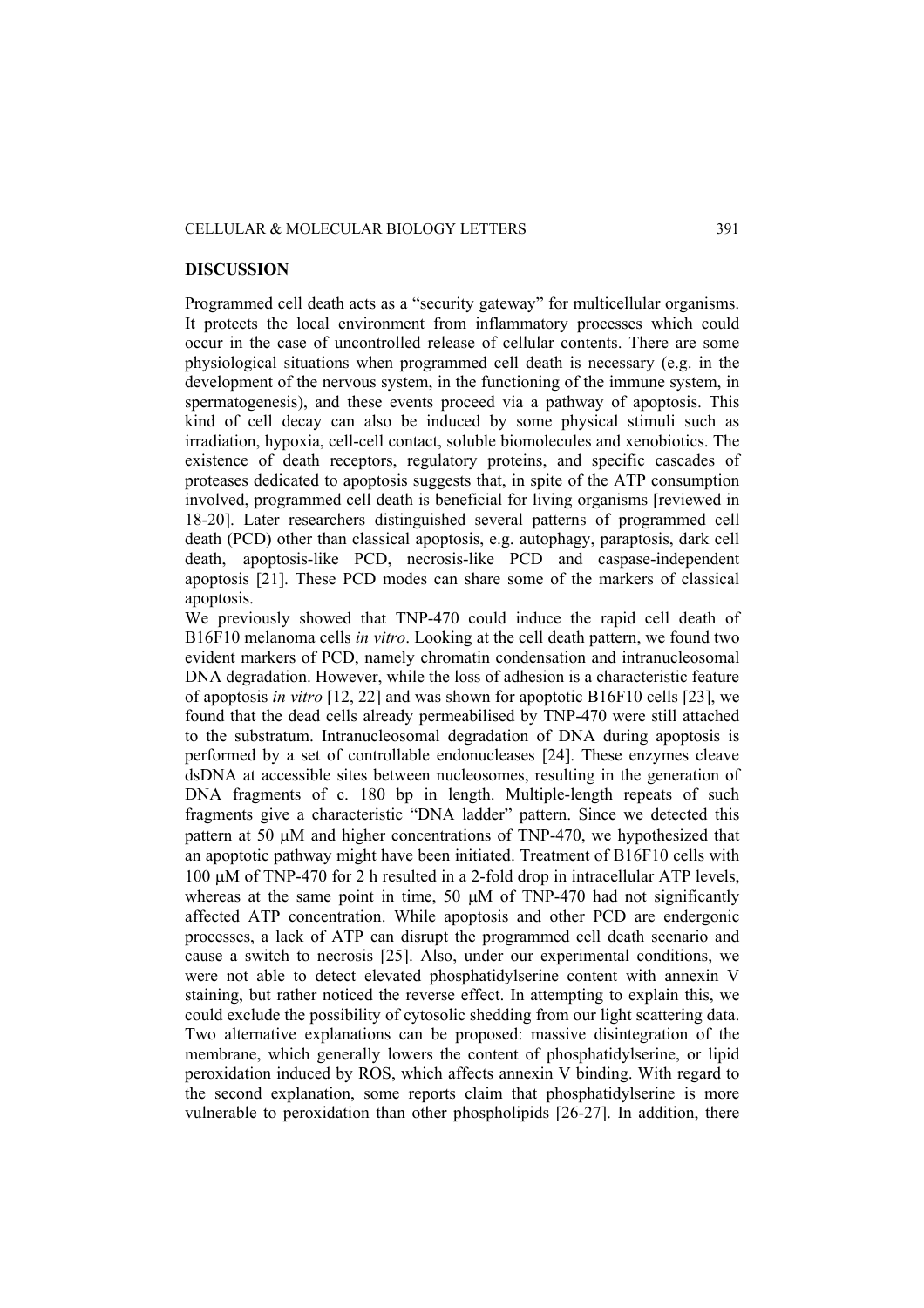## DISCUSSION

Programmed cell death acts as a "security gateway" for multicellular organisms. It protects the local environment from inflammatory processes which could occur in the case of uncontrolled release of cellular contents. There are some physiological situations when programmed cell death is necessary (e.g. in the development of the nervous system, in the functioning of the immune system, in spermatogenesis), and these events proceed via a pathway of apoptosis. This kind of cell decay can also be induced by some physical stimuli such as irradiation, hypoxia, cell-cell contact, soluble biomolecules and xenobiotics. The existence of death receptors, regulatory proteins, and specific cascades of proteases dedicated to apoptosis suggests that, in spite of the ATP consumption involved, programmed cell death is beneficial for living organisms [reviewed in 18-20]. Later researchers distinguished several patterns of programmed cell death (PCD) other than classical apoptosis, e.g. autophagy, paraptosis, dark cell death, apoptosis-like PCD, necrosis-like PCD and caspase-independent apoptosis [21]. These PCD modes can share some of the markers of classical apoptosis.

We previously showed that TNP-470 could induce the rapid cell death of B16F10 melanoma cells *in vitro*. Looking at the cell death pattern, we found two evident markers of PCD, namely chromatin condensation and intranucleosomal DNA degradation. However, while the loss of adhesion is a characteristic feature of apoptosis *in vitro* [12, 22] and was shown for apoptotic B16F10 cells [23], we found that the dead cells already permeabilised by TNP-470 were still attached to the substratum. Intranucleosomal degradation of DNA during apoptosis is performed by a set of controllable endonucleases [24]. These enzymes cleave dsDNA at accessible sites between nucleosomes, resulting in the generation of DNA fragments of c. 180 bp in length. Multiple-length repeats of such fragments give a characteristic "DNA ladder" pattern. Since we detected this pattern at 50 μM and higher concentrations of TNP-470, we hypothesized that an apoptotic pathway might have been initiated. Treatment of B16F10 cells with 100 μM of TNP-470 for 2 h resulted in a 2-fold drop in intracellular ATP levels, whereas at the same point in time, 50 μM of TNP-470 had not significantly affected ATP concentration. While apoptosis and other PCD are endergonic processes, a lack of ATP can disrupt the programmed cell death scenario and cause a switch to necrosis [25]. Also, under our experimental conditions, we were not able to detect elevated phosphatidylserine content with annexin V staining, but rather noticed the reverse effect. In attempting to explain this, we could exclude the possibility of cytosolic shedding from our light scattering data. Two alternative explanations can be proposed: massive disintegration of the membrane, which generally lowers the content of phosphatidylserine, or lipid peroxidation induced by ROS, which affects annexin V binding. With regard to the second explanation, some reports claim that phosphatidylserine is more vulnerable to peroxidation than other phospholipids [26-27]. In addition, there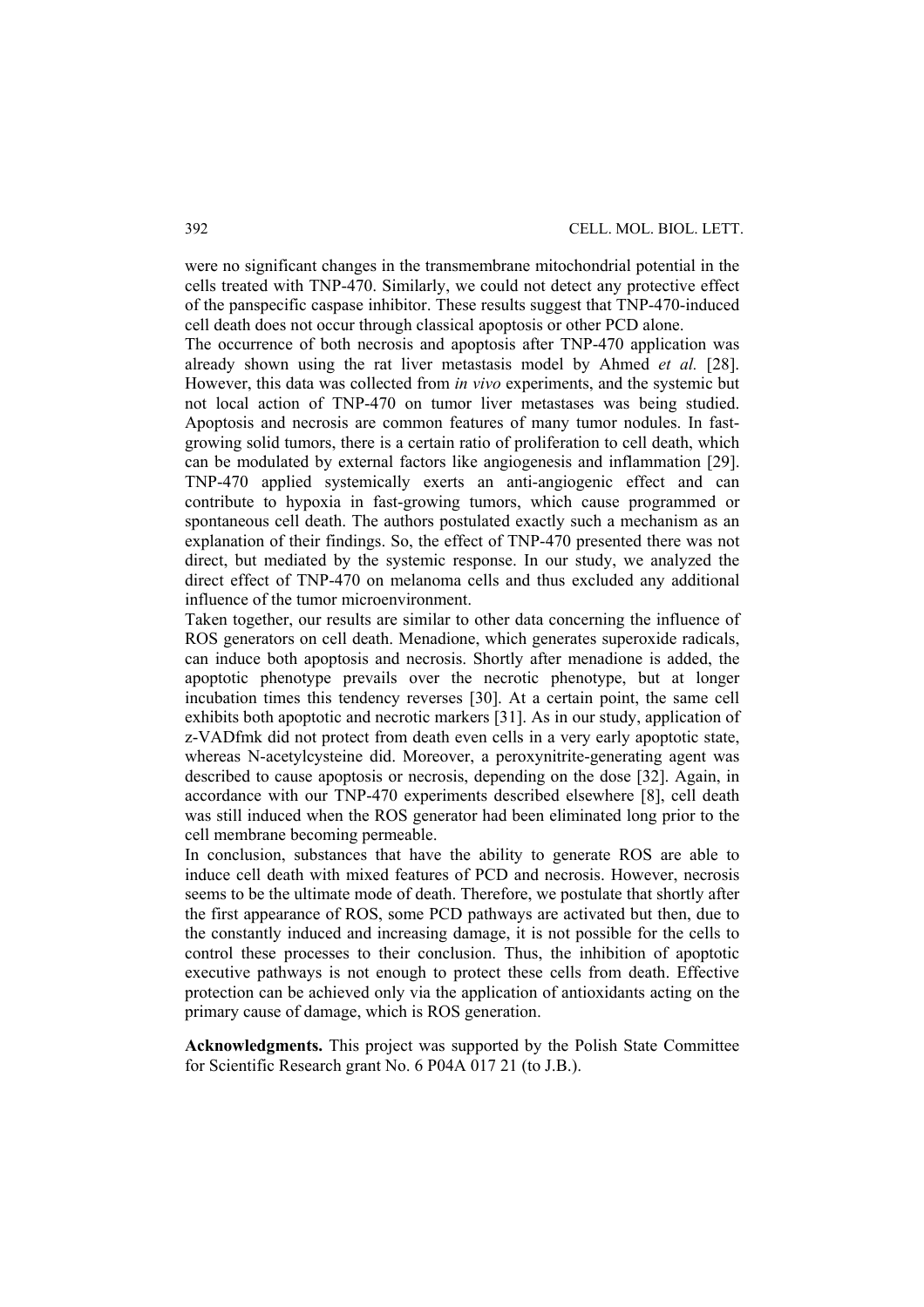were no significant changes in the transmembrane mitochondrial potential in the cells treated with TNP-470. Similarly, we could not detect any protective effect of the panspecific caspase inhibitor. These results suggest that TNP-470-induced cell death does not occur through classical apoptosis or other PCD alone.

The occurrence of both necrosis and apoptosis after TNP-470 application was already shown using the rat liver metastasis model by Ahmed *et al.* [28]. However, this data was collected from *in vivo* experiments, and the systemic but not local action of TNP-470 on tumor liver metastases was being studied. Apoptosis and necrosis are common features of many tumor nodules. In fast-growing solid tumors, there is a certain ratio of proliferation to cell death, which can be modulated by external factors like angiogenesis and inflammation [29]. TNP-470 applied systemically exerts an anti-angiogenic effect and can contribute to hypoxia in fast-growing tumors, which cause programmed or spontaneous cell death. The authors postulated exactly such a mechanism as an explanation of their findings. So, the effect of TNP-470 presented there was not direct, but mediated by the systemic response. In our study, we analyzed the direct effect of TNP-470 on melanoma cells and thus excluded any additional influence of the tumor microenvironment.

Taken together, our results are similar to other data concerning the influence of ROS generators on cell death. Menadione, which generates superoxide radicals, can induce both apoptosis and necrosis. Shortly after menadione is added, the apoptotic phenotype prevails over the necrotic phenotype, but at longer incubation times this tendency reverses [30]. At a certain point, the same cell exhibits both apoptotic and necrotic markers [31]. As in our study, application of z-VADfmk did not protect from death even cells in a very early apoptotic state, whereas N-acetylcysteine did. Moreover, a peroxynitrite-generating agent was described to cause apoptosis or necrosis, depending on the dose [32]. Again, in accordance with our TNP-470 experiments described elsewhere [8], cell death was still induced when the ROS generator had been eliminated long prior to the cell membrane becoming permeable.

In conclusion, substances that have the ability to generate ROS are able to induce cell death with mixed features of PCD and necrosis. However, necrosis seems to be the ultimate mode of death. Therefore, we postulate that shortly after the first appearance of ROS, some PCD pathways are activated but then, due to the constantly induced and increasing damage, it is not possible for the cells to control these processes to their conclusion. Thus, the inhibition of apoptotic executive pathways is not enough to protect these cells from death. Effective protection can be achieved only via the application of antioxidants acting on the primary cause of damage, which is ROS generation.

**Acknowledgments.** This project was supported by the Polish State Committee for Scientific Research grant No. 6 P04A 017 21 (to J.B.).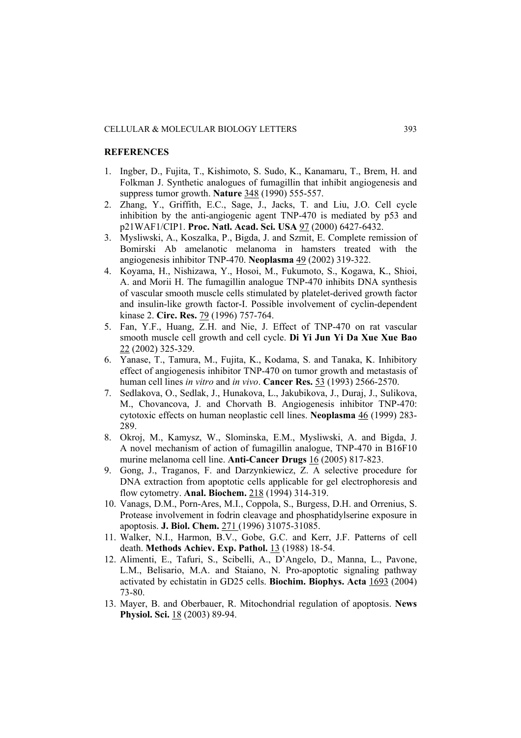## REFERENCES

1. Ingber, D., Fujita, T., Kishimoto, S. Sudo, K., Kanamaru, T., Brem, H. and Folkman J. Synthetic analogues of fumagillin that inhibit angiogenesis and suppress tumor growth. **Nature** 348 (1990) 555-557.
2. Zhang, Y., Griffith, E.C., Sage, J., Jacks, T. and Liu, J.O. Cell cycle inhibition by the anti-angiogenic agent TNP-470 is mediated by p53 and p21WAF1/CIP1. **Proc. Natl. Acad. Sci. USA** 97 (2000) 6427-6432.
3. Mysliwski, A., Koszalka, P., Bigda, J. and Szmit, E. Complete remission of Bomirski Ab amelanotic melanoma in hamsters treated with the angiogenesis inhibitor TNP-470. **Neoplasma** 49 (2002) 319-322.
4. Koyama, H., Nishizawa, Y., Hosoi, M., Fukumoto, S., Kogawa, K., Shioi, A. and Morii H. The fumagillin analogue TNP-470 inhibits DNA synthesis of vascular smooth muscle cells stimulated by platelet-derived growth factor and insulin-like growth factor-I. Possible involvement of cyclin-dependent kinase 2. **Circ. Res.** 79 (1996) 757-764.
5. Fan, Y.F., Huang, Z.H. and Nie, J. Effect of TNP-470 on rat vascular smooth muscle cell growth and cell cycle. **Di Yi Jun Yi Da Xue Xue Bao** 22 (2002) 325-329.
6. Yanase, T., Tamura, M., Fujita, K., Kodama, S. and Tanaka, K. Inhibitory effect of angiogenesis inhibitor TNP-470 on tumor growth and metastasis of human cell lines *in vitro* and *in vivo*. **Cancer Res.** 53 (1993) 2566-2570.
7. Sedlakova, O., Sedlak, J., Hunakova, L., Jakubikova, J., Duraj, J., Sulikova, M., Chovancova, J. and Chorvath B. Angiogenesis inhibitor TNP-470: cytotoxic effects on human neoplastic cell lines. **Neoplasma** 46 (1999) 283-289.
8. Okroj, M., Kamysz, W., Slominska, E.M., Mysliwski, A. and Bigda, J. A novel mechanism of action of fumagillin analogue, TNP-470 in B16F10 murine melanoma cell line. **Anti-Cancer Drugs** 16 (2005) 817-823.
9. Gong, J., Traganos, F. and Darzynkiewicz, Z. A selective procedure for DNA extraction from apoptotic cells applicable for gel electrophoresis and flow cytometry. **Anal. Biochem.** 218 (1994) 314-319.
10. Vanags, D.M., Porn-Ares, M.I., Coppola, S., Burgess, D.H. and Orrenius, S. Protease involvement in fodrin cleavage and phosphatidylserine exposure in apoptosis. **J. Biol. Chem.** 271 (1996) 31075-31085.
11. Walker, N.I., Harmon, B.V., Gobe, G.C. and Kerr, J.F. Patterns of cell death. **Methods Achiev. Exp. Pathol.** 13 (1988) 18-54.
12. Alimenti, E., Tafuri, S., Scibelli, A., D'Angelo, D., Manna, L., Pavone, L.M., Belisario, M.A. and Staiano, N. Pro-apoptotic signaling pathway activated by echistatin in GD25 cells. **Biochim. Biophys. Acta** 1693 (2004) 73-80.
13. Mayer, B. and Oberbauer, R. Mitochondrial regulation of apoptosis. **News Physiol. Sci.** 18 (2003) 89-94.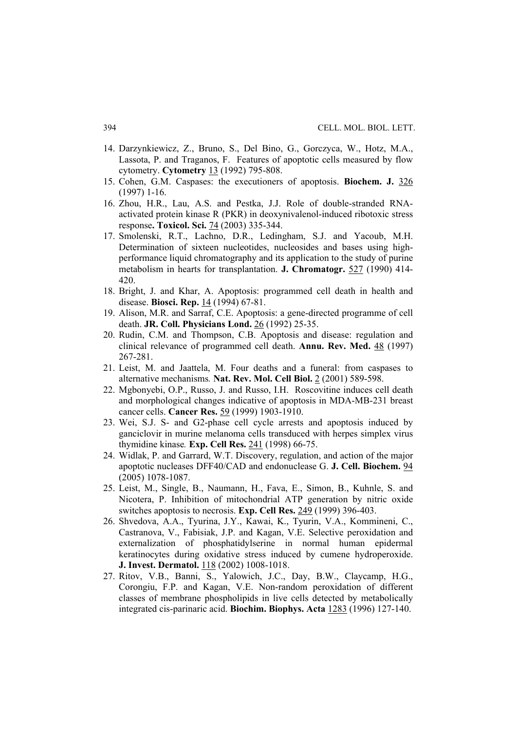14. Darzynkiewicz, Z., Bruno, S., Del Bino, G., Gorczyca, W., Hotz, M.A., Lassota, P. and Traganos, F. Features of apoptotic cells measured by flow cytometry. **Cytometry** 13 (1992) 795-808.
15. Cohen, G.M. Caspases: the executioners of apoptosis. **Biochem. J.** 326 (1997) 1-16.
16. Zhou, H.R., Lau, A.S. and Pestka, J.J. Role of double-stranded RNA-activated protein kinase R (PKR) in deoxynivalenol-induced ribotoxic stress response**. Toxicol. Sci.** 74 (2003) 335-344.
17. Smolenski, R.T., Lachno, D.R., Ledingham, S.J. and Yacoub, M.H. Determination of sixteen nucleotides, nucleosides and bases using high-performance liquid chromatography and its application to the study of purine metabolism in hearts for transplantation. **J. Chromatogr.** 527 (1990) 414-420.
18. Bright, J. and Khar, A. Apoptosis: programmed cell death in health and disease. **Biosci. Rep.** 14 (1994) 67-81.
19. Alison, M.R. and Sarraf, C.E. Apoptosis: a gene-directed programme of cell death. **JR. Coll. Physicians Lond.** 26 (1992) 25-35.
20. Rudin, C.M. and Thompson, C.B. Apoptosis and disease: regulation and clinical relevance of programmed cell death. **Annu. Rev. Med.** 48 (1997) 267-281.
21. Leist, M. and Jaattela, M. Four deaths and a funeral: from caspases to alternative mechanisms*.* **Nat. Rev. Mol. Cell Biol.** 2 (2001) 589-598.
22. Mgbonyebi, O.P., Russo, J. and Russo, I.H. Roscovitine induces cell death and morphological changes indicative of apoptosis in MDA-MB-231 breast cancer cells. **Cancer Res.** 59 (1999) 1903-1910.
23. Wei, S.J. S- and G2-phase cell cycle arrests and apoptosis induced by ganciclovir in murine melanoma cells transduced with herpes simplex virus thymidine kinase*.* **Exp. Cell Res.** 241 (1998) 66-75.
24. Widlak, P. and Garrard, W.T. Discovery, regulation, and action of the major apoptotic nucleases DFF40/CAD and endonuclease G. **J. Cell. Biochem.** 94 (2005) 1078-1087.
25. Leist, M., Single, B., Naumann, H., Fava, E., Simon, B., Kuhnle, S. and Nicotera, P. Inhibition of mitochondrial ATP generation by nitric oxide switches apoptosis to necrosis. **Exp. Cell Res.** 249 (1999) 396-403.
26. Shvedova, A.A., Tyurina, J.Y., Kawai, K., Tyurin, V.A., Kommineni, C., Castranova, V., Fabisiak, J.P. and Kagan, V.E. Selective peroxidation and externalization of phosphatidylserine in normal human epidermal keratinocytes during oxidative stress induced by cumene hydroperoxide. **J. Invest. Dermatol.** 118 (2002) 1008-1018.
27. Ritov, V.B., Banni, S., Yalowich, J.C., Day, B.W., Claycamp, H.G., Corongiu, F.P. and Kagan, V.E. Non-random peroxidation of different classes of membrane phospholipids in live cells detected by metabolically integrated cis-parinaric acid. **Biochim. Biophys. Acta** 1283 (1996) 127-140.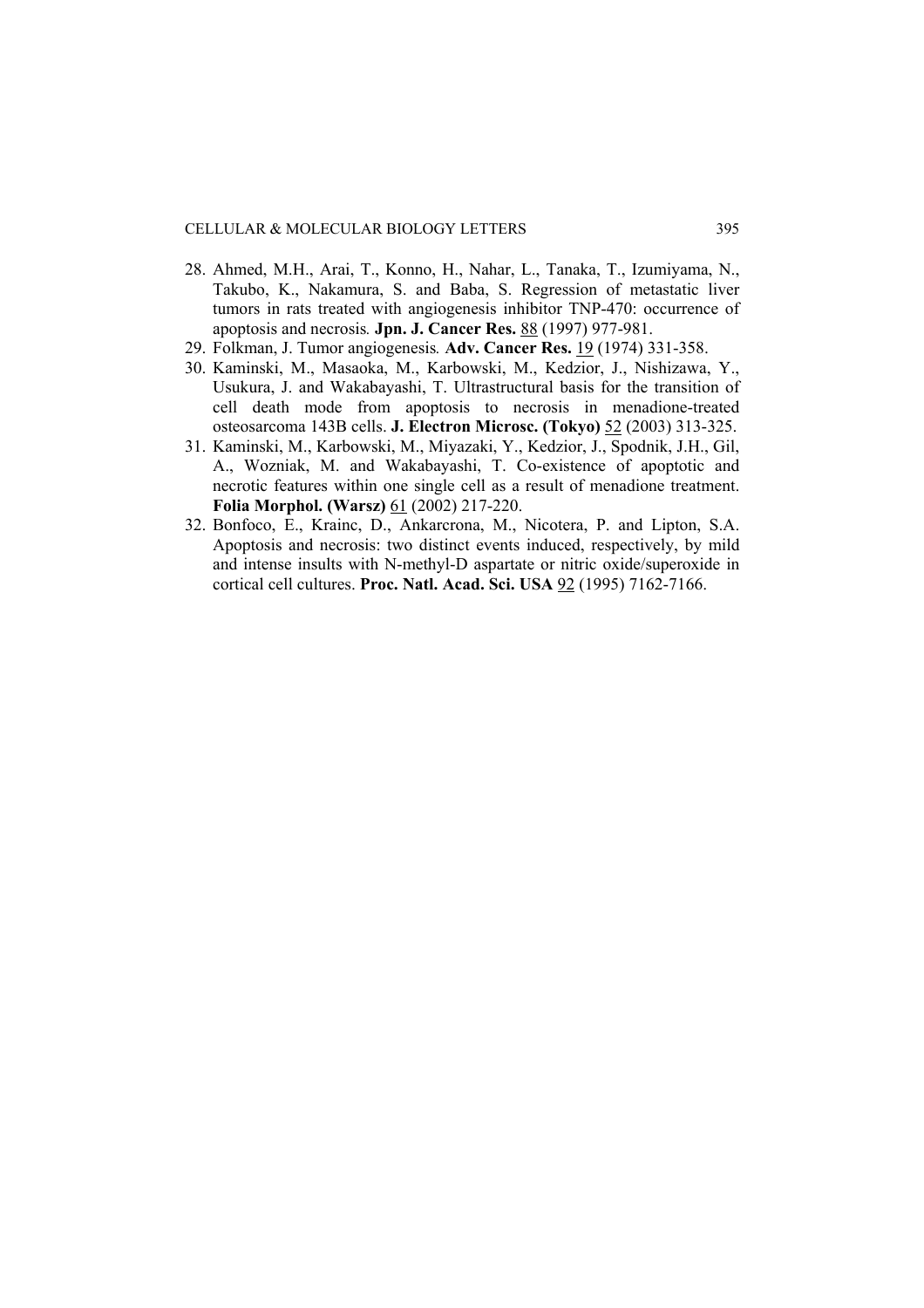28. Ahmed, M.H., Arai, T., Konno, H., Nahar, L., Tanaka, T., Izumiyama, N., Takubo, K., Nakamura, S. and Baba, S. Regression of metastatic liver tumors in rats treated with angiogenesis inhibitor TNP-470: occurrence of apoptosis and necrosis*.* **Jpn. J. Cancer Res.** 88 (1997) 977-981.
29. Folkman, J. Tumor angiogenesis*.* **Adv. Cancer Res.** 19 (1974) 331-358.
30. Kaminski, M., Masaoka, M., Karbowski, M., Kedzior, J., Nishizawa, Y., Usukura, J. and Wakabayashi, T. Ultrastructural basis for the transition of cell death mode from apoptosis to necrosis in menadione-treated osteosarcoma 143B cells. **J. Electron Microsc. (Tokyo)** 52 (2003) 313-325.
31. Kaminski, M., Karbowski, M., Miyazaki, Y., Kedzior, J., Spodnik, J.H., Gil, A., Wozniak, M. and Wakabayashi, T. Co-existence of apoptotic and necrotic features within one single cell as a result of menadione treatment. **Folia Morphol. (Warsz)** 61 (2002) 217-220.
32. Bonfoco, E., Krainc, D., Ankarcrona, M., Nicotera, P. and Lipton, S.A. Apoptosis and necrosis: two distinct events induced, respectively, by mild and intense insults with N-methyl-D aspartate or nitric oxide/superoxide in cortical cell cultures. **Proc. Natl. Acad. Sci. USA** 92 (1995) 7162-7166.